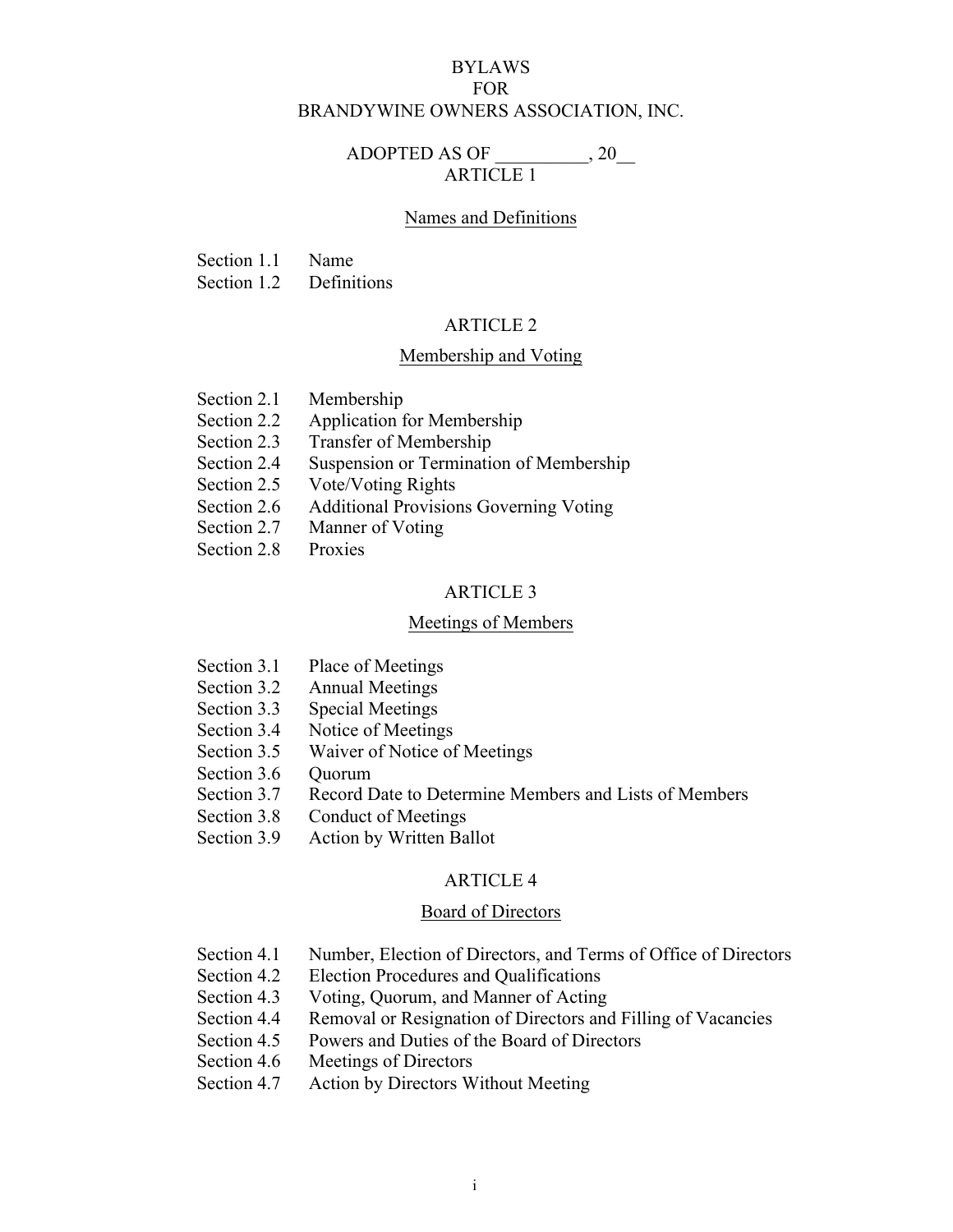# BYLAWS
# FOR
# BRANDYWINE OWNERS ASSOCIATION, INC.

ADOPTED AS OF __________, 20__

## ARTICLE 1

### Names and Definitions

Section 1.1 Name
Section 1.2 Definitions

## ARTICLE 2

### Membership and Voting

Section 2.1 Membership
Section 2.2 Application for Membership
Section 2.3 Transfer of Membership
Section 2.4 Suspension or Termination of Membership
Section 2.5 Vote/Voting Rights
Section 2.6 Additional Provisions Governing Voting
Section 2.7 Manner of Voting
Section 2.8 Proxies

## ARTICLE 3

### Meetings of Members

Section 3.1 Place of Meetings
Section 3.2 Annual Meetings
Section 3.3 Special Meetings
Section 3.4 Notice of Meetings
Section 3.5 Waiver of Notice of Meetings
Section 3.6 Quorum
Section 3.7 Record Date to Determine Members and Lists of Members
Section 3.8 Conduct of Meetings
Section 3.9 Action by Written Ballot

## ARTICLE 4

### Board of Directors

Section 4.1 Number, Election of Directors, and Terms of Office of Directors
Section 4.2 Election Procedures and Qualifications
Section 4.3 Voting, Quorum, and Manner of Acting
Section 4.4 Removal or Resignation of Directors and Filling of Vacancies
Section 4.5 Powers and Duties of the Board of Directors
Section 4.6 Meetings of Directors
Section 4.7 Action by Directors Without Meeting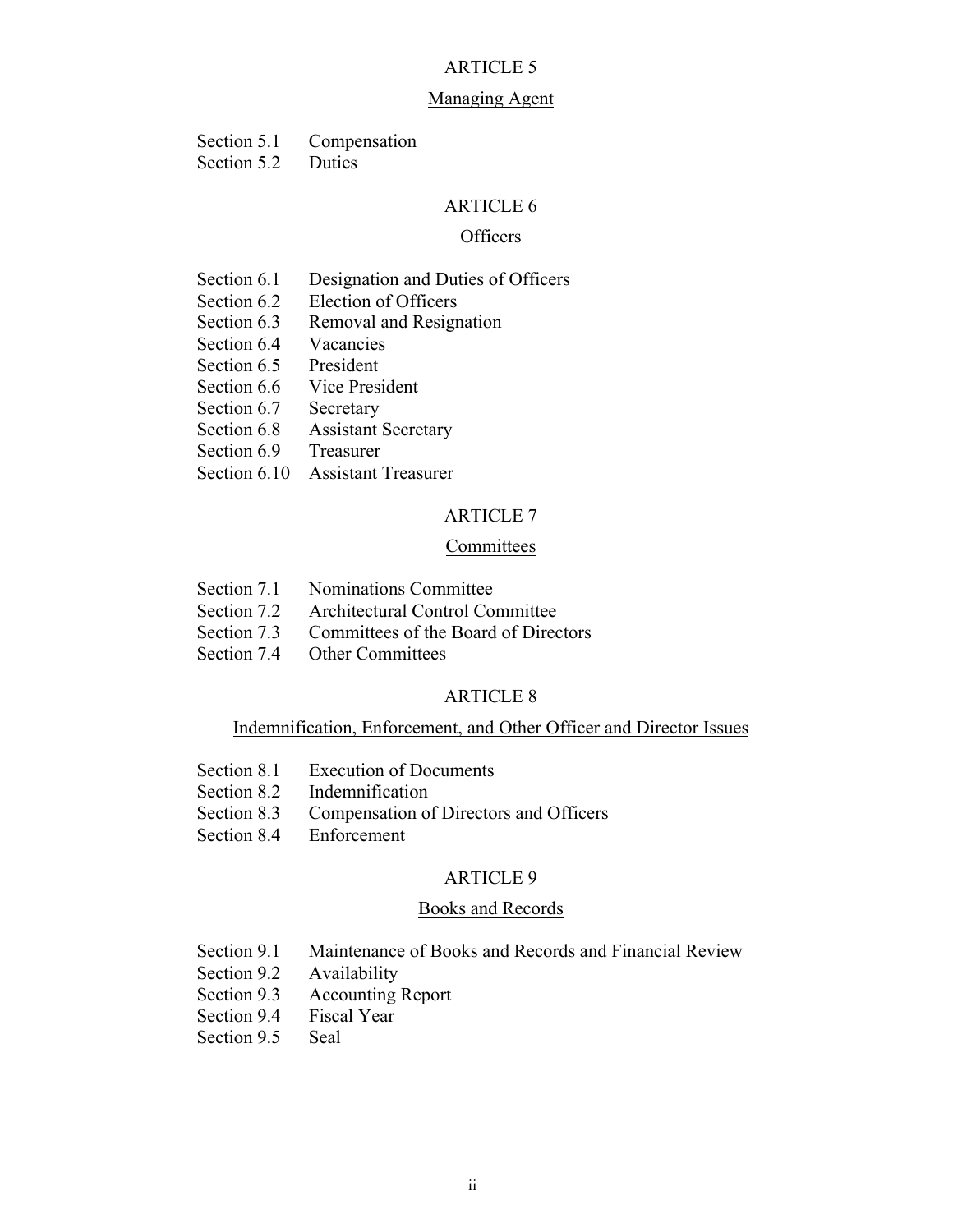## ARTICLE 5

## Managing Agent

Section 5.1 Compensation
Section 5.2 Duties

## ARTICLE 6

## Officers

Section 6.1 Designation and Duties of Officers
Section 6.2 Election of Officers
Section 6.3 Removal and Resignation
Section 6.4 Vacancies
Section 6.5 President
Section 6.6 Vice President
Section 6.7 Secretary
Section 6.8 Assistant Secretary
Section 6.9 Treasurer
Section 6.10 Assistant Treasurer

## ARTICLE 7

## Committees

Section 7.1 Nominations Committee
Section 7.2 Architectural Control Committee
Section 7.3 Committees of the Board of Directors
Section 7.4 Other Committees

## ARTICLE 8

## Indemnification, Enforcement, and Other Officer and Director Issues

Section 8.1 Execution of Documents
Section 8.2 Indemnification
Section 8.3 Compensation of Directors and Officers
Section 8.4 Enforcement

## ARTICLE 9

## Books and Records

Section 9.1 Maintenance of Books and Records and Financial Review
Section 9.2 Availability
Section 9.3 Accounting Report
Section 9.4 Fiscal Year
Section 9.5 Seal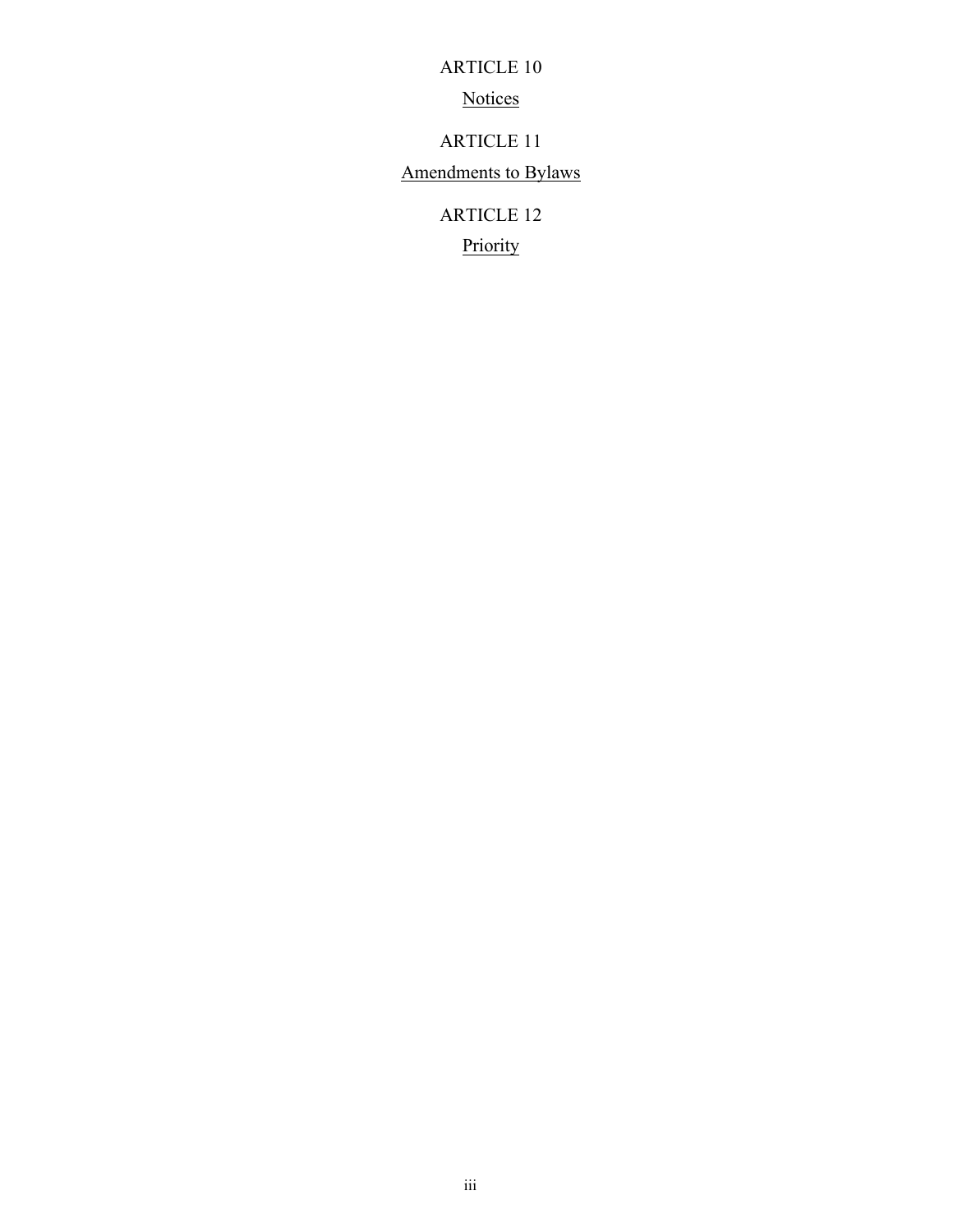ARTICLE 10

Notices

ARTICLE 11

Amendments to Bylaws

ARTICLE 12

Priority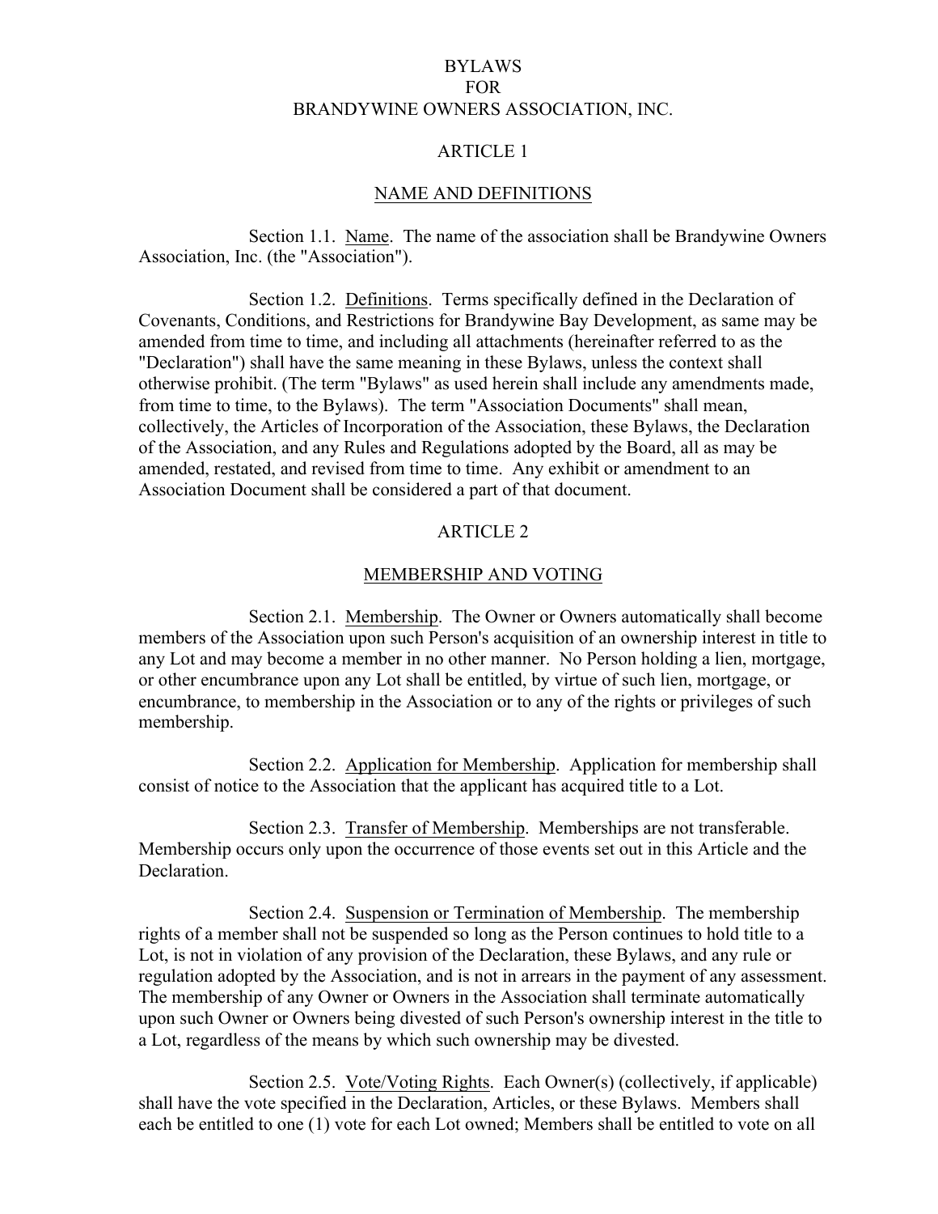# BYLAWS
# FOR
# BRANDYWINE OWNERS ASSOCIATION, INC.

## ARTICLE 1

## NAME AND DEFINITIONS

Section 1.1. Name. The name of the association shall be Brandywine Owners Association, Inc. (the "Association").

Section 1.2. Definitions. Terms specifically defined in the Declaration of Covenants, Conditions, and Restrictions for Brandywine Bay Development, as same may be amended from time to time, and including all attachments (hereinafter referred to as the "Declaration") shall have the same meaning in these Bylaws, unless the context shall otherwise prohibit. (The term "Bylaws" as used herein shall include any amendments made, from time to time, to the Bylaws). The term "Association Documents" shall mean, collectively, the Articles of Incorporation of the Association, these Bylaws, the Declaration of the Association, and any Rules and Regulations adopted by the Board, all as may be amended, restated, and revised from time to time. Any exhibit or amendment to an Association Document shall be considered a part of that document.

## ARTICLE 2

## MEMBERSHIP AND VOTING

Section 2.1. Membership. The Owner or Owners automatically shall become members of the Association upon such Person's acquisition of an ownership interest in title to any Lot and may become a member in no other manner. No Person holding a lien, mortgage, or other encumbrance upon any Lot shall be entitled, by virtue of such lien, mortgage, or encumbrance, to membership in the Association or to any of the rights or privileges of such membership.

Section 2.2. Application for Membership. Application for membership shall consist of notice to the Association that the applicant has acquired title to a Lot.

Section 2.3. Transfer of Membership. Memberships are not transferable. Membership occurs only upon the occurrence of those events set out in this Article and the Declaration.

Section 2.4. Suspension or Termination of Membership. The membership rights of a member shall not be suspended so long as the Person continues to hold title to a Lot, is not in violation of any provision of the Declaration, these Bylaws, and any rule or regulation adopted by the Association, and is not in arrears in the payment of any assessment. The membership of any Owner or Owners in the Association shall terminate automatically upon such Owner or Owners being divested of such Person's ownership interest in the title to a Lot, regardless of the means by which such ownership may be divested.

Section 2.5. Vote/Voting Rights. Each Owner(s) (collectively, if applicable) shall have the vote specified in the Declaration, Articles, or these Bylaws. Members shall each be entitled to one (1) vote for each Lot owned; Members shall be entitled to vote on all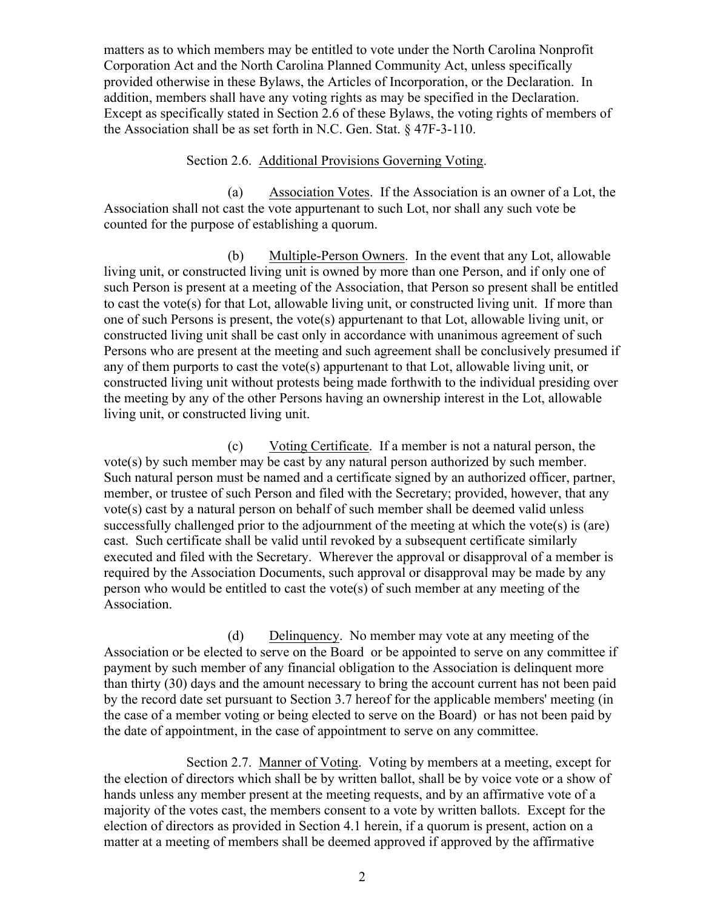matters as to which members may be entitled to vote under the North Carolina Nonprofit Corporation Act and the North Carolina Planned Community Act, unless specifically provided otherwise in these Bylaws, the Articles of Incorporation, or the Declaration. In addition, members shall have any voting rights as may be specified in the Declaration. Except as specifically stated in Section 2.6 of these Bylaws, the voting rights of members of the Association shall be as set forth in N.C. Gen. Stat. § 47F-3-110.

Section 2.6. Additional Provisions Governing Voting.

(a) Association Votes. If the Association is an owner of a Lot, the Association shall not cast the vote appurtenant to such Lot, nor shall any such vote be counted for the purpose of establishing a quorum.

(b) Multiple-Person Owners. In the event that any Lot, allowable living unit, or constructed living unit is owned by more than one Person, and if only one of such Person is present at a meeting of the Association, that Person so present shall be entitled to cast the vote(s) for that Lot, allowable living unit, or constructed living unit. If more than one of such Persons is present, the vote(s) appurtenant to that Lot, allowable living unit, or constructed living unit shall be cast only in accordance with unanimous agreement of such Persons who are present at the meeting and such agreement shall be conclusively presumed if any of them purports to cast the vote(s) appurtenant to that Lot, allowable living unit, or constructed living unit without protests being made forthwith to the individual presiding over the meeting by any of the other Persons having an ownership interest in the Lot, allowable living unit, or constructed living unit.

(c) Voting Certificate. If a member is not a natural person, the vote(s) by such member may be cast by any natural person authorized by such member. Such natural person must be named and a certificate signed by an authorized officer, partner, member, or trustee of such Person and filed with the Secretary; provided, however, that any vote(s) cast by a natural person on behalf of such member shall be deemed valid unless successfully challenged prior to the adjournment of the meeting at which the vote(s) is (are) cast. Such certificate shall be valid until revoked by a subsequent certificate similarly executed and filed with the Secretary. Wherever the approval or disapproval of a member is required by the Association Documents, such approval or disapproval may be made by any person who would be entitled to cast the vote(s) of such member at any meeting of the Association.

(d) Delinquency. No member may vote at any meeting of the Association or be elected to serve on the Board or be appointed to serve on any committee if payment by such member of any financial obligation to the Association is delinquent more than thirty (30) days and the amount necessary to bring the account current has not been paid by the record date set pursuant to Section 3.7 hereof for the applicable members' meeting (in the case of a member voting or being elected to serve on the Board) or has not been paid by the date of appointment, in the case of appointment to serve on any committee.

Section 2.7. Manner of Voting. Voting by members at a meeting, except for the election of directors which shall be by written ballot, shall be by voice vote or a show of hands unless any member present at the meeting requests, and by an affirmative vote of a majority of the votes cast, the members consent to a vote by written ballots. Except for the election of directors as provided in Section 4.1 herein, if a quorum is present, action on a matter at a meeting of members shall be deemed approved if approved by the affirmative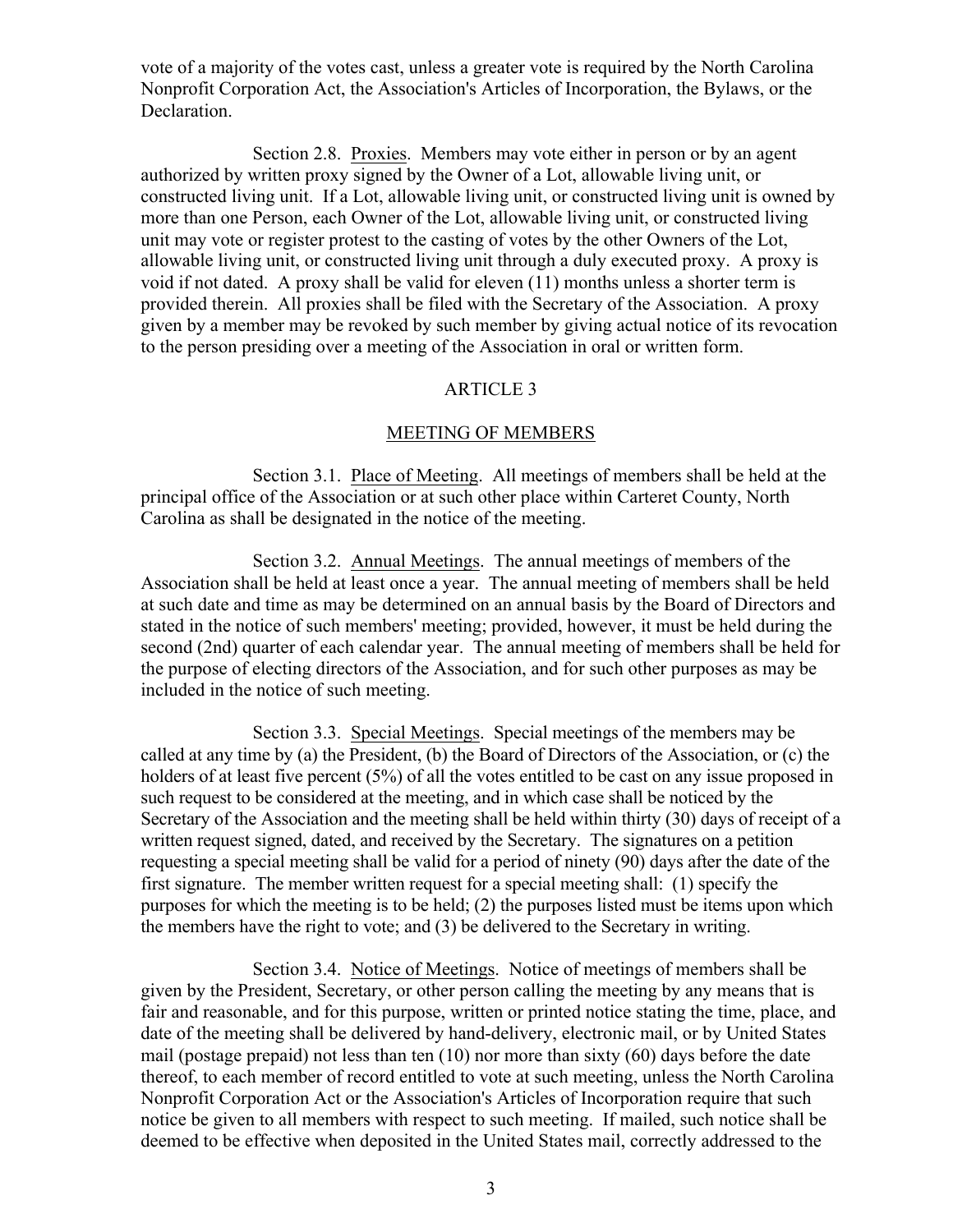vote of a majority of the votes cast, unless a greater vote is required by the North Carolina Nonprofit Corporation Act, the Association's Articles of Incorporation, the Bylaws, or the Declaration.

Section 2.8. Proxies. Members may vote either in person or by an agent authorized by written proxy signed by the Owner of a Lot, allowable living unit, or constructed living unit. If a Lot, allowable living unit, or constructed living unit is owned by more than one Person, each Owner of the Lot, allowable living unit, or constructed living unit may vote or register protest to the casting of votes by the other Owners of the Lot, allowable living unit, or constructed living unit through a duly executed proxy. A proxy is void if not dated. A proxy shall be valid for eleven (11) months unless a shorter term is provided therein. All proxies shall be filed with the Secretary of the Association. A proxy given by a member may be revoked by such member by giving actual notice of its revocation to the person presiding over a meeting of the Association in oral or written form.

## ARTICLE 3

## MEETING OF MEMBERS

Section 3.1. Place of Meeting. All meetings of members shall be held at the principal office of the Association or at such other place within Carteret County, North Carolina as shall be designated in the notice of the meeting.

Section 3.2. Annual Meetings. The annual meetings of members of the Association shall be held at least once a year. The annual meeting of members shall be held at such date and time as may be determined on an annual basis by the Board of Directors and stated in the notice of such members' meeting; provided, however, it must be held during the second (2nd) quarter of each calendar year. The annual meeting of members shall be held for the purpose of electing directors of the Association, and for such other purposes as may be included in the notice of such meeting.

Section 3.3. Special Meetings. Special meetings of the members may be called at any time by (a) the President, (b) the Board of Directors of the Association, or (c) the holders of at least five percent (5%) of all the votes entitled to be cast on any issue proposed in such request to be considered at the meeting, and in which case shall be noticed by the Secretary of the Association and the meeting shall be held within thirty (30) days of receipt of a written request signed, dated, and received by the Secretary. The signatures on a petition requesting a special meeting shall be valid for a period of ninety (90) days after the date of the first signature. The member written request for a special meeting shall: (1) specify the purposes for which the meeting is to be held; (2) the purposes listed must be items upon which the members have the right to vote; and (3) be delivered to the Secretary in writing.

Section 3.4. Notice of Meetings. Notice of meetings of members shall be given by the President, Secretary, or other person calling the meeting by any means that is fair and reasonable, and for this purpose, written or printed notice stating the time, place, and date of the meeting shall be delivered by hand-delivery, electronic mail, or by United States mail (postage prepaid) not less than ten (10) nor more than sixty (60) days before the date thereof, to each member of record entitled to vote at such meeting, unless the North Carolina Nonprofit Corporation Act or the Association's Articles of Incorporation require that such notice be given to all members with respect to such meeting. If mailed, such notice shall be deemed to be effective when deposited in the United States mail, correctly addressed to the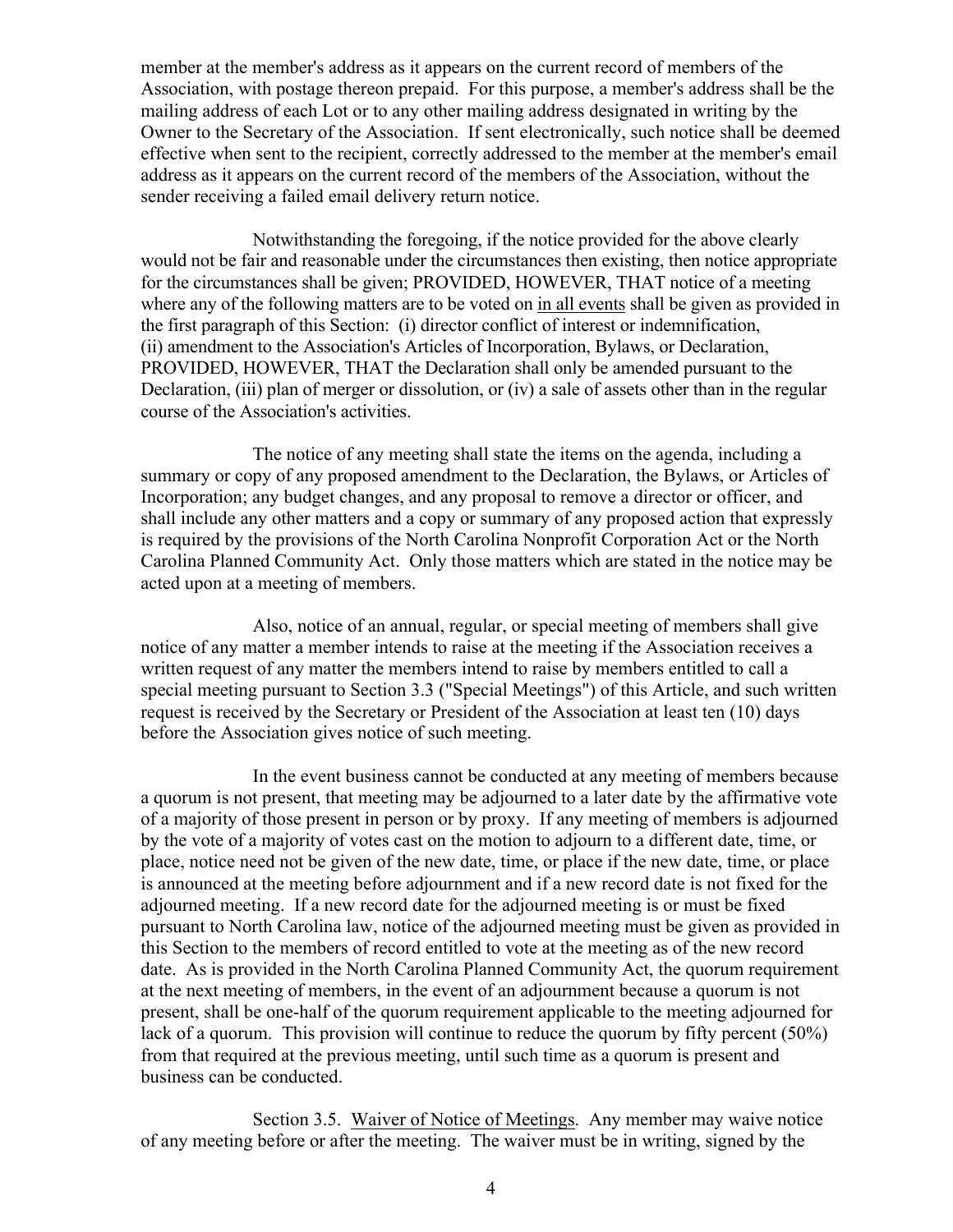member at the member's address as it appears on the current record of members of the Association, with postage thereon prepaid. For this purpose, a member's address shall be the mailing address of each Lot or to any other mailing address designated in writing by the Owner to the Secretary of the Association. If sent electronically, such notice shall be deemed effective when sent to the recipient, correctly addressed to the member at the member's email address as it appears on the current record of the members of the Association, without the sender receiving a failed email delivery return notice.

Notwithstanding the foregoing, if the notice provided for the above clearly would not be fair and reasonable under the circumstances then existing, then notice appropriate for the circumstances shall be given; PROVIDED, HOWEVER, THAT notice of a meeting where any of the following matters are to be voted on <u>in all events</u> shall be given as provided in the first paragraph of this Section: (i) director conflict of interest or indemnification, (ii) amendment to the Association's Articles of Incorporation, Bylaws, or Declaration, PROVIDED, HOWEVER, THAT the Declaration shall only be amended pursuant to the Declaration, (iii) plan of merger or dissolution, or (iv) a sale of assets other than in the regular course of the Association's activities.

The notice of any meeting shall state the items on the agenda, including a summary or copy of any proposed amendment to the Declaration, the Bylaws, or Articles of Incorporation; any budget changes, and any proposal to remove a director or officer, and shall include any other matters and a copy or summary of any proposed action that expressly is required by the provisions of the North Carolina Nonprofit Corporation Act or the North Carolina Planned Community Act. Only those matters which are stated in the notice may be acted upon at a meeting of members.

Also, notice of an annual, regular, or special meeting of members shall give notice of any matter a member intends to raise at the meeting if the Association receives a written request of any matter the members intend to raise by members entitled to call a special meeting pursuant to Section 3.3 ("Special Meetings") of this Article, and such written request is received by the Secretary or President of the Association at least ten (10) days before the Association gives notice of such meeting.

In the event business cannot be conducted at any meeting of members because a quorum is not present, that meeting may be adjourned to a later date by the affirmative vote of a majority of those present in person or by proxy. If any meeting of members is adjourned by the vote of a majority of votes cast on the motion to adjourn to a different date, time, or place, notice need not be given of the new date, time, or place if the new date, time, or place is announced at the meeting before adjournment and if a new record date is not fixed for the adjourned meeting. If a new record date for the adjourned meeting is or must be fixed pursuant to North Carolina law, notice of the adjourned meeting must be given as provided in this Section to the members of record entitled to vote at the meeting as of the new record date. As is provided in the North Carolina Planned Community Act, the quorum requirement at the next meeting of members, in the event of an adjournment because a quorum is not present, shall be one-half of the quorum requirement applicable to the meeting adjourned for lack of a quorum. This provision will continue to reduce the quorum by fifty percent (50%) from that required at the previous meeting, until such time as a quorum is present and business can be conducted.

Section 3.5. <u>Waiver of Notice of Meetings</u>. Any member may waive notice of any meeting before or after the meeting. The waiver must be in writing, signed by the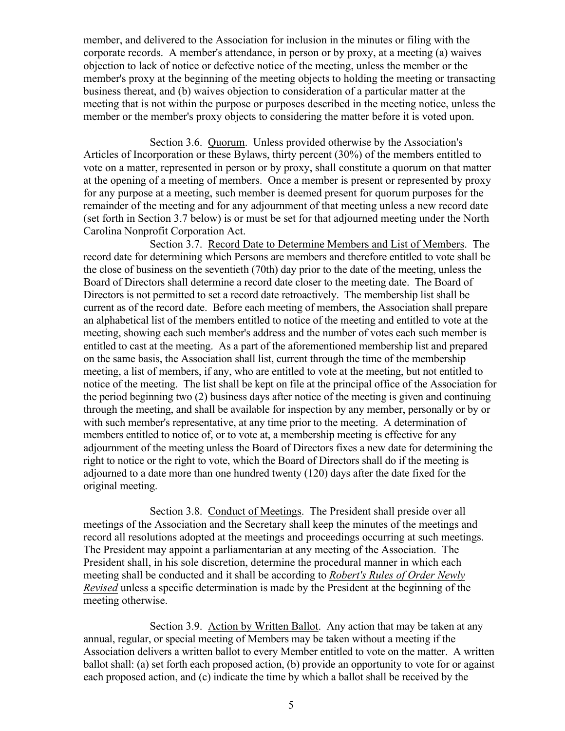member, and delivered to the Association for inclusion in the minutes or filing with the corporate records. A member's attendance, in person or by proxy, at a meeting (a) waives objection to lack of notice or defective notice of the meeting, unless the member or the member's proxy at the beginning of the meeting objects to holding the meeting or transacting business thereat, and (b) waives objection to consideration of a particular matter at the meeting that is not within the purpose or purposes described in the meeting notice, unless the member or the member's proxy objects to considering the matter before it is voted upon.

Section 3.6. Quorum. Unless provided otherwise by the Association's Articles of Incorporation or these Bylaws, thirty percent (30%) of the members entitled to vote on a matter, represented in person or by proxy, shall constitute a quorum on that matter at the opening of a meeting of members. Once a member is present or represented by proxy for any purpose at a meeting, such member is deemed present for quorum purposes for the remainder of the meeting and for any adjournment of that meeting unless a new record date (set forth in Section 3.7 below) is or must be set for that adjourned meeting under the North Carolina Nonprofit Corporation Act.

Section 3.7. Record Date to Determine Members and List of Members. The record date for determining which Persons are members and therefore entitled to vote shall be the close of business on the seventieth (70th) day prior to the date of the meeting, unless the Board of Directors shall determine a record date closer to the meeting date. The Board of Directors is not permitted to set a record date retroactively. The membership list shall be current as of the record date. Before each meeting of members, the Association shall prepare an alphabetical list of the members entitled to notice of the meeting and entitled to vote at the meeting, showing each such member's address and the number of votes each such member is entitled to cast at the meeting. As a part of the aforementioned membership list and prepared on the same basis, the Association shall list, current through the time of the membership meeting, a list of members, if any, who are entitled to vote at the meeting, but not entitled to notice of the meeting. The list shall be kept on file at the principal office of the Association for the period beginning two (2) business days after notice of the meeting is given and continuing through the meeting, and shall be available for inspection by any member, personally or by or with such member's representative, at any time prior to the meeting. A determination of members entitled to notice of, or to vote at, a membership meeting is effective for any adjournment of the meeting unless the Board of Directors fixes a new date for determining the right to notice or the right to vote, which the Board of Directors shall do if the meeting is adjourned to a date more than one hundred twenty (120) days after the date fixed for the original meeting.

Section 3.8. Conduct of Meetings. The President shall preside over all meetings of the Association and the Secretary shall keep the minutes of the meetings and record all resolutions adopted at the meetings and proceedings occurring at such meetings. The President may appoint a parliamentarian at any meeting of the Association. The President shall, in his sole discretion, determine the procedural manner in which each meeting shall be conducted and it shall be according to *Robert's Rules of Order Newly Revised* unless a specific determination is made by the President at the beginning of the meeting otherwise.

Section 3.9. Action by Written Ballot. Any action that may be taken at any annual, regular, or special meeting of Members may be taken without a meeting if the Association delivers a written ballot to every Member entitled to vote on the matter. A written ballot shall: (a) set forth each proposed action, (b) provide an opportunity to vote for or against each proposed action, and (c) indicate the time by which a ballot shall be received by the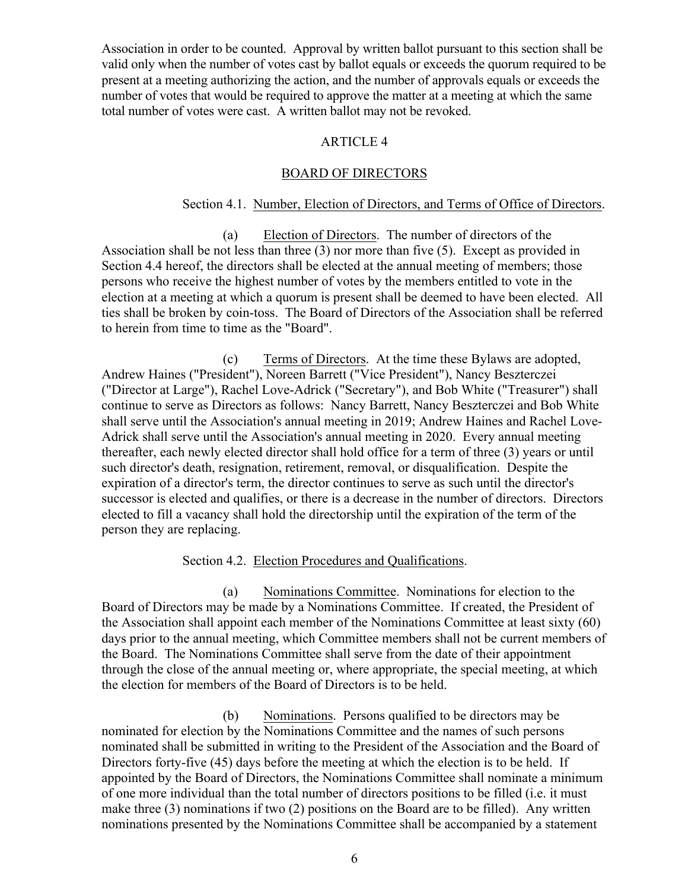Association in order to be counted. Approval by written ballot pursuant to this section shall be valid only when the number of votes cast by ballot equals or exceeds the quorum required to be present at a meeting authorizing the action, and the number of approvals equals or exceeds the number of votes that would be required to approve the matter at a meeting at which the same total number of votes were cast. A written ballot may not be revoked.

## ARTICLE 4

## BOARD OF DIRECTORS

Section 4.1. Number, Election of Directors, and Terms of Office of Directors.

(a) Election of Directors. The number of directors of the Association shall be not less than three (3) nor more than five (5). Except as provided in Section 4.4 hereof, the directors shall be elected at the annual meeting of members; those persons who receive the highest number of votes by the members entitled to vote in the election at a meeting at which a quorum is present shall be deemed to have been elected. All ties shall be broken by coin-toss. The Board of Directors of the Association shall be referred to herein from time to time as the "Board".

(c) Terms of Directors. At the time these Bylaws are adopted, Andrew Haines ("President"), Noreen Barrett ("Vice President"), Nancy Beszterczei ("Director at Large"), Rachel Love-Adrick ("Secretary"), and Bob White ("Treasurer") shall continue to serve as Directors as follows: Nancy Barrett, Nancy Beszterczei and Bob White shall serve until the Association's annual meeting in 2019; Andrew Haines and Rachel Love-Adrick shall serve until the Association's annual meeting in 2020. Every annual meeting thereafter, each newly elected director shall hold office for a term of three (3) years or until such director's death, resignation, retirement, removal, or disqualification. Despite the expiration of a director's term, the director continues to serve as such until the director's successor is elected and qualifies, or there is a decrease in the number of directors. Directors elected to fill a vacancy shall hold the directorship until the expiration of the term of the person they are replacing.

Section 4.2. Election Procedures and Qualifications.

(a) Nominations Committee. Nominations for election to the Board of Directors may be made by a Nominations Committee. If created, the President of the Association shall appoint each member of the Nominations Committee at least sixty (60) days prior to the annual meeting, which Committee members shall not be current members of the Board. The Nominations Committee shall serve from the date of their appointment through the close of the annual meeting or, where appropriate, the special meeting, at which the election for members of the Board of Directors is to be held.

(b) Nominations. Persons qualified to be directors may be nominated for election by the Nominations Committee and the names of such persons nominated shall be submitted in writing to the President of the Association and the Board of Directors forty-five (45) days before the meeting at which the election is to be held. If appointed by the Board of Directors, the Nominations Committee shall nominate a minimum of one more individual than the total number of directors positions to be filled (i.e. it must make three (3) nominations if two (2) positions on the Board are to be filled). Any written nominations presented by the Nominations Committee shall be accompanied by a statement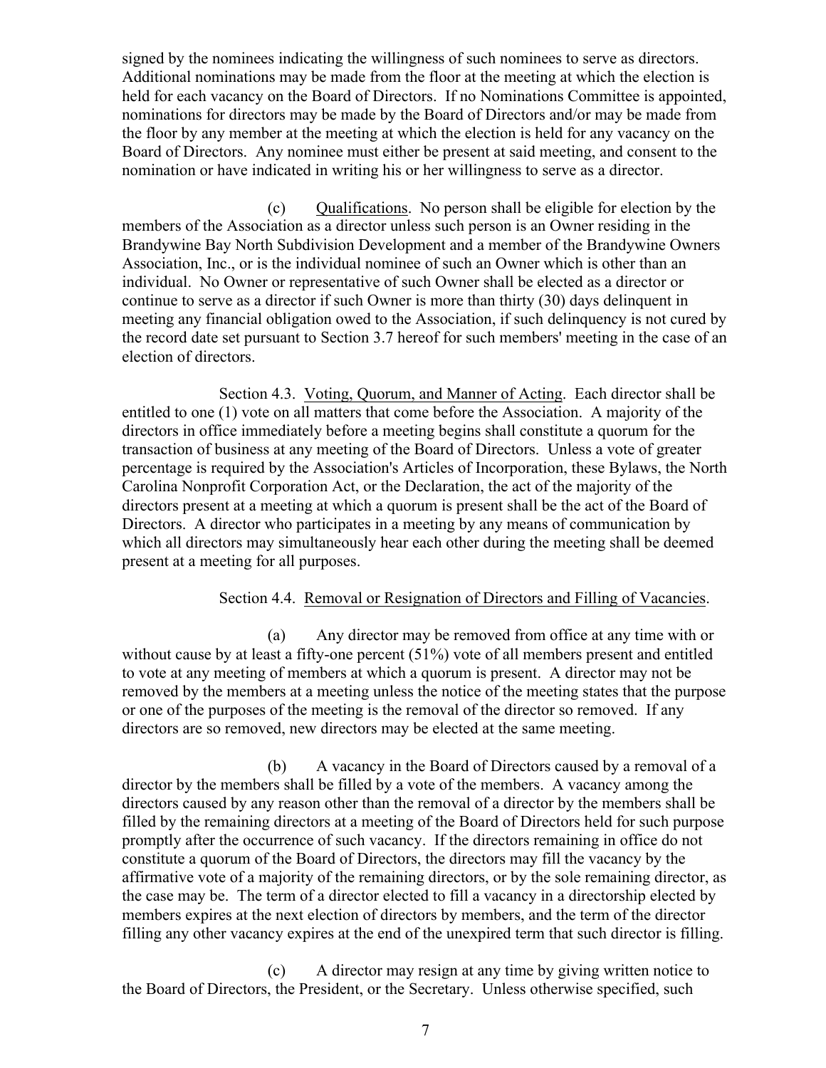signed by the nominees indicating the willingness of such nominees to serve as directors. Additional nominations may be made from the floor at the meeting at which the election is held for each vacancy on the Board of Directors. If no Nominations Committee is appointed, nominations for directors may be made by the Board of Directors and/or may be made from the floor by any member at the meeting at which the election is held for any vacancy on the Board of Directors. Any nominee must either be present at said meeting, and consent to the nomination or have indicated in writing his or her willingness to serve as a director.

(c) Qualifications. No person shall be eligible for election by the members of the Association as a director unless such person is an Owner residing in the Brandywine Bay North Subdivision Development and a member of the Brandywine Owners Association, Inc., or is the individual nominee of such an Owner which is other than an individual. No Owner or representative of such Owner shall be elected as a director or continue to serve as a director if such Owner is more than thirty (30) days delinquent in meeting any financial obligation owed to the Association, if such delinquency is not cured by the record date set pursuant to Section 3.7 hereof for such members' meeting in the case of an election of directors.

Section 4.3. Voting, Quorum, and Manner of Acting. Each director shall be entitled to one (1) vote on all matters that come before the Association. A majority of the directors in office immediately before a meeting begins shall constitute a quorum for the transaction of business at any meeting of the Board of Directors. Unless a vote of greater percentage is required by the Association's Articles of Incorporation, these Bylaws, the North Carolina Nonprofit Corporation Act, or the Declaration, the act of the majority of the directors present at a meeting at which a quorum is present shall be the act of the Board of Directors. A director who participates in a meeting by any means of communication by which all directors may simultaneously hear each other during the meeting shall be deemed present at a meeting for all purposes.

Section 4.4. Removal or Resignation of Directors and Filling of Vacancies.

(a) Any director may be removed from office at any time with or without cause by at least a fifty-one percent (51%) vote of all members present and entitled to vote at any meeting of members at which a quorum is present. A director may not be removed by the members at a meeting unless the notice of the meeting states that the purpose or one of the purposes of the meeting is the removal of the director so removed. If any directors are so removed, new directors may be elected at the same meeting.

(b) A vacancy in the Board of Directors caused by a removal of a director by the members shall be filled by a vote of the members. A vacancy among the directors caused by any reason other than the removal of a director by the members shall be filled by the remaining directors at a meeting of the Board of Directors held for such purpose promptly after the occurrence of such vacancy. If the directors remaining in office do not constitute a quorum of the Board of Directors, the directors may fill the vacancy by the affirmative vote of a majority of the remaining directors, or by the sole remaining director, as the case may be. The term of a director elected to fill a vacancy in a directorship elected by members expires at the next election of directors by members, and the term of the director filling any other vacancy expires at the end of the unexpired term that such director is filling.

(c) A director may resign at any time by giving written notice to the Board of Directors, the President, or the Secretary. Unless otherwise specified, such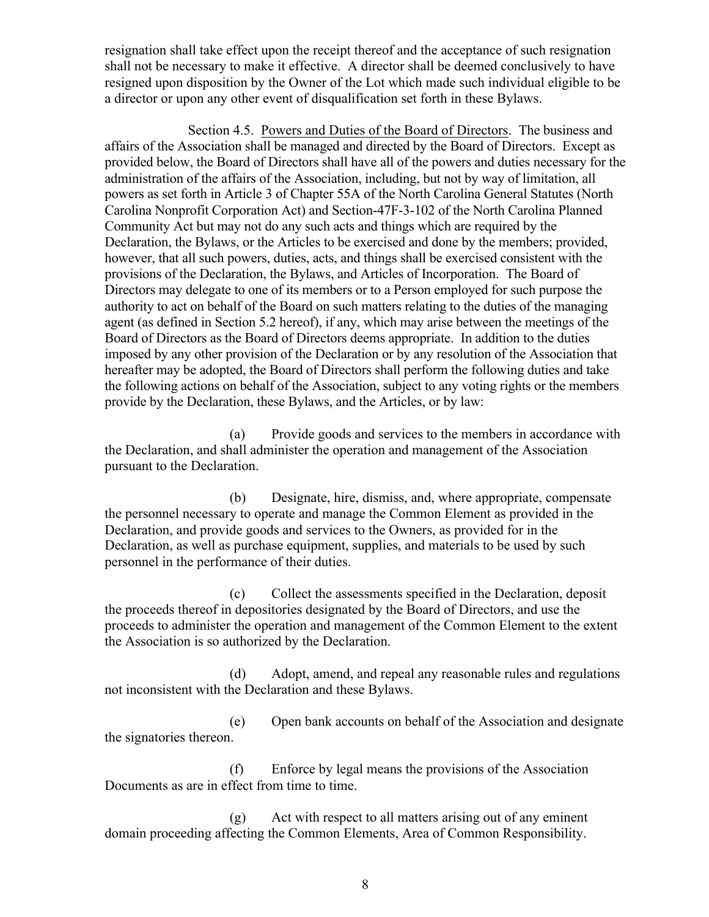resignation shall take effect upon the receipt thereof and the acceptance of such resignation shall not be necessary to make it effective. A director shall be deemed conclusively to have resigned upon disposition by the Owner of the Lot which made such individual eligible to be a director or upon any other event of disqualification set forth in these Bylaws.

Section 4.5. Powers and Duties of the Board of Directors. The business and affairs of the Association shall be managed and directed by the Board of Directors. Except as provided below, the Board of Directors shall have all of the powers and duties necessary for the administration of the affairs of the Association, including, but not by way of limitation, all powers as set forth in Article 3 of Chapter 55A of the North Carolina General Statutes (North Carolina Nonprofit Corporation Act) and Section-47F-3-102 of the North Carolina Planned Community Act but may not do any such acts and things which are required by the Declaration, the Bylaws, or the Articles to be exercised and done by the members; provided, however, that all such powers, duties, acts, and things shall be exercised consistent with the provisions of the Declaration, the Bylaws, and Articles of Incorporation. The Board of Directors may delegate to one of its members or to a Person employed for such purpose the authority to act on behalf of the Board on such matters relating to the duties of the managing agent (as defined in Section 5.2 hereof), if any, which may arise between the meetings of the Board of Directors as the Board of Directors deems appropriate. In addition to the duties imposed by any other provision of the Declaration or by any resolution of the Association that hereafter may be adopted, the Board of Directors shall perform the following duties and take the following actions on behalf of the Association, subject to any voting rights or the members provide by the Declaration, these Bylaws, and the Articles, or by law:

(a) Provide goods and services to the members in accordance with the Declaration, and shall administer the operation and management of the Association pursuant to the Declaration.

(b) Designate, hire, dismiss, and, where appropriate, compensate the personnel necessary to operate and manage the Common Element as provided in the Declaration, and provide goods and services to the Owners, as provided for in the Declaration, as well as purchase equipment, supplies, and materials to be used by such personnel in the performance of their duties.

(c) Collect the assessments specified in the Declaration, deposit the proceeds thereof in depositories designated by the Board of Directors, and use the proceeds to administer the operation and management of the Common Element to the extent the Association is so authorized by the Declaration.

(d) Adopt, amend, and repeal any reasonable rules and regulations not inconsistent with the Declaration and these Bylaws.

(e) Open bank accounts on behalf of the Association and designate the signatories thereon.

(f) Enforce by legal means the provisions of the Association Documents as are in effect from time to time.

(g) Act with respect to all matters arising out of any eminent domain proceeding affecting the Common Elements, Area of Common Responsibility.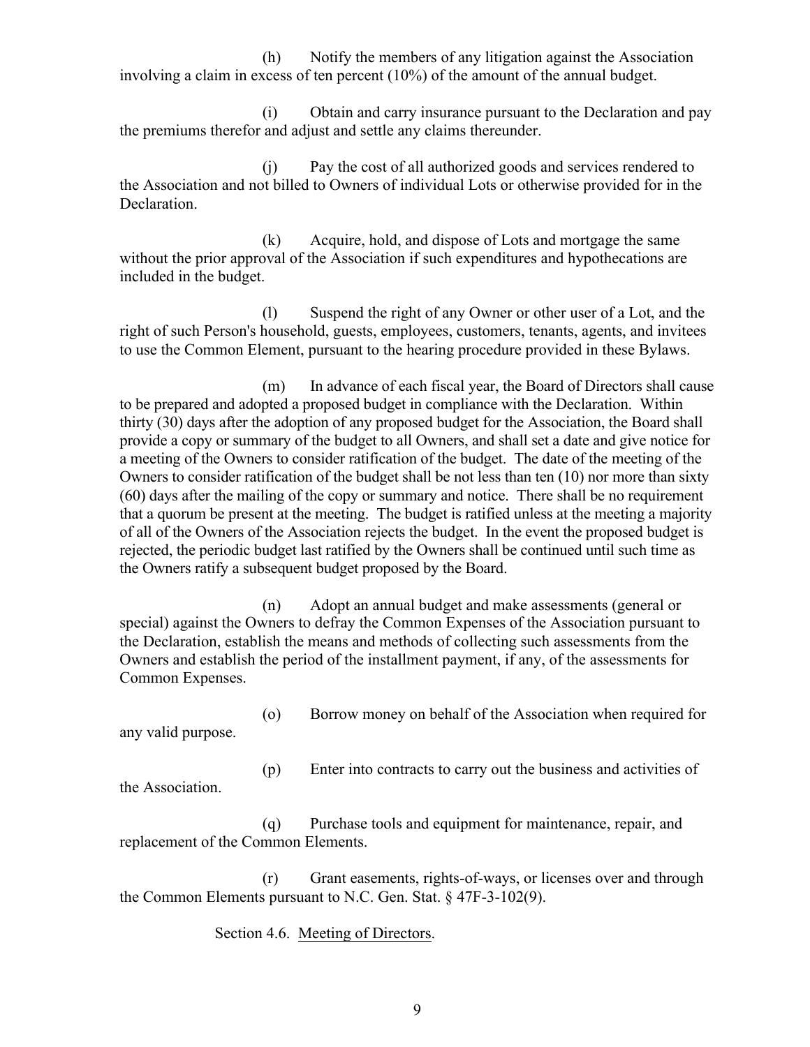(h) Notify the members of any litigation against the Association involving a claim in excess of ten percent (10%) of the amount of the annual budget.

(i) Obtain and carry insurance pursuant to the Declaration and pay the premiums therefor and adjust and settle any claims thereunder.

(j) Pay the cost of all authorized goods and services rendered to the Association and not billed to Owners of individual Lots or otherwise provided for in the Declaration.

(k) Acquire, hold, and dispose of Lots and mortgage the same without the prior approval of the Association if such expenditures and hypothecations are included in the budget.

(l) Suspend the right of any Owner or other user of a Lot, and the right of such Person's household, guests, employees, customers, tenants, agents, and invitees to use the Common Element, pursuant to the hearing procedure provided in these Bylaws.

(m) In advance of each fiscal year, the Board of Directors shall cause to be prepared and adopted a proposed budget in compliance with the Declaration. Within thirty (30) days after the adoption of any proposed budget for the Association, the Board shall provide a copy or summary of the budget to all Owners, and shall set a date and give notice for a meeting of the Owners to consider ratification of the budget. The date of the meeting of the Owners to consider ratification of the budget shall be not less than ten (10) nor more than sixty (60) days after the mailing of the copy or summary and notice. There shall be no requirement that a quorum be present at the meeting. The budget is ratified unless at the meeting a majority of all of the Owners of the Association rejects the budget. In the event the proposed budget is rejected, the periodic budget last ratified by the Owners shall be continued until such time as the Owners ratify a subsequent budget proposed by the Board.

(n) Adopt an annual budget and make assessments (general or special) against the Owners to defray the Common Expenses of the Association pursuant to the Declaration, establish the means and methods of collecting such assessments from the Owners and establish the period of the installment payment, if any, of the assessments for Common Expenses.

(o) Borrow money on behalf of the Association when required for any valid purpose.

(p) Enter into contracts to carry out the business and activities of the Association.

(q) Purchase tools and equipment for maintenance, repair, and replacement of the Common Elements.

(r) Grant easements, rights-of-ways, or licenses over and through the Common Elements pursuant to N.C. Gen. Stat. § 47F-3-102(9).

Section 4.6. <u>Meeting of Directors</u>.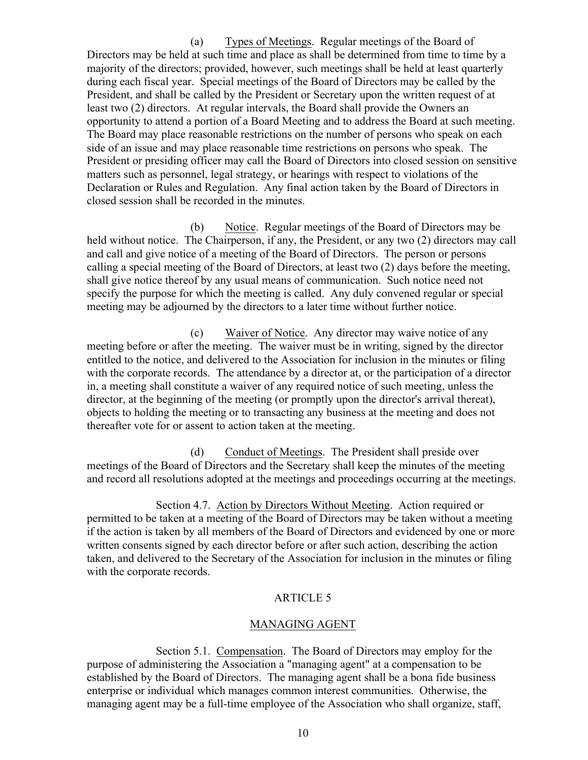(a) Types of Meetings. Regular meetings of the Board of Directors may be held at such time and place as shall be determined from time to time by a majority of the directors; provided, however, such meetings shall be held at least quarterly during each fiscal year. Special meetings of the Board of Directors may be called by the President, and shall be called by the President or Secretary upon the written request of at least two (2) directors. At regular intervals, the Board shall provide the Owners an opportunity to attend a portion of a Board Meeting and to address the Board at such meeting. The Board may place reasonable restrictions on the number of persons who speak on each side of an issue and may place reasonable time restrictions on persons who speak. The President or presiding officer may call the Board of Directors into closed session on sensitive matters such as personnel, legal strategy, or hearings with respect to violations of the Declaration or Rules and Regulation. Any final action taken by the Board of Directors in closed session shall be recorded in the minutes.

(b) Notice. Regular meetings of the Board of Directors may be held without notice. The Chairperson, if any, the President, or any two (2) directors may call and call and give notice of a meeting of the Board of Directors. The person or persons calling a special meeting of the Board of Directors, at least two (2) days before the meeting, shall give notice thereof by any usual means of communication. Such notice need not specify the purpose for which the meeting is called. Any duly convened regular or special meeting may be adjourned by the directors to a later time without further notice.

(c) Waiver of Notice. Any director may waive notice of any meeting before or after the meeting. The waiver must be in writing, signed by the director entitled to the notice, and delivered to the Association for inclusion in the minutes or filing with the corporate records. The attendance by a director at, or the participation of a director in, a meeting shall constitute a waiver of any required notice of such meeting, unless the director, at the beginning of the meeting (or promptly upon the director's arrival thereat), objects to holding the meeting or to transacting any business at the meeting and does not thereafter vote for or assent to action taken at the meeting.

(d) Conduct of Meetings. The President shall preside over meetings of the Board of Directors and the Secretary shall keep the minutes of the meeting and record all resolutions adopted at the meetings and proceedings occurring at the meetings.

Section 4.7. Action by Directors Without Meeting. Action required or permitted to be taken at a meeting of the Board of Directors may be taken without a meeting if the action is taken by all members of the Board of Directors and evidenced by one or more written consents signed by each director before or after such action, describing the action taken, and delivered to the Secretary of the Association for inclusion in the minutes or filing with the corporate records.

## ARTICLE 5

## MANAGING AGENT

Section 5.1. Compensation. The Board of Directors may employ for the purpose of administering the Association a "managing agent" at a compensation to be established by the Board of Directors. The managing agent shall be a bona fide business enterprise or individual which manages common interest communities. Otherwise, the managing agent may be a full-time employee of the Association who shall organize, staff,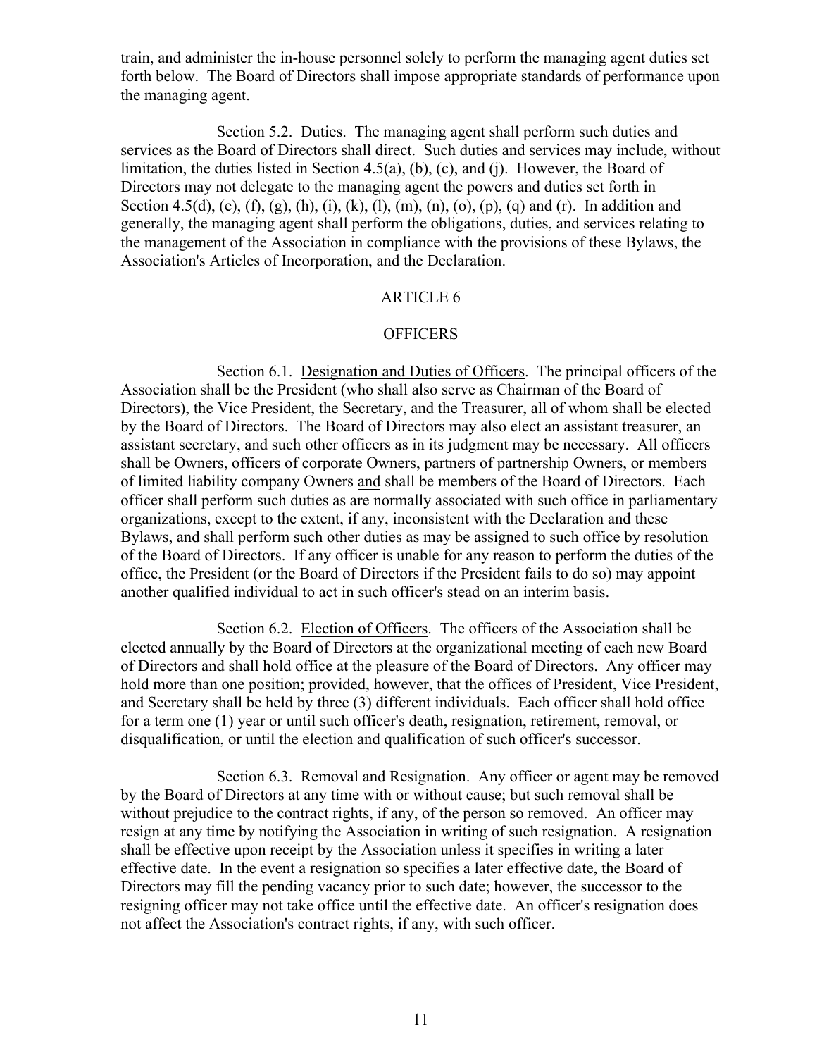train, and administer the in-house personnel solely to perform the managing agent duties set forth below. The Board of Directors shall impose appropriate standards of performance upon the managing agent.

Section 5.2. Duties. The managing agent shall perform such duties and services as the Board of Directors shall direct. Such duties and services may include, without limitation, the duties listed in Section 4.5(a), (b), (c), and (j). However, the Board of Directors may not delegate to the managing agent the powers and duties set forth in Section 4.5(d), (e), (f), (g), (h), (i), (k), (l), (m), (n), (o), (p), (q) and (r). In addition and generally, the managing agent shall perform the obligations, duties, and services relating to the management of the Association in compliance with the provisions of these Bylaws, the Association's Articles of Incorporation, and the Declaration.

## ARTICLE 6

## OFFICERS

Section 6.1. Designation and Duties of Officers. The principal officers of the Association shall be the President (who shall also serve as Chairman of the Board of Directors), the Vice President, the Secretary, and the Treasurer, all of whom shall be elected by the Board of Directors. The Board of Directors may also elect an assistant treasurer, an assistant secretary, and such other officers as in its judgment may be necessary. All officers shall be Owners, officers of corporate Owners, partners of partnership Owners, or members of limited liability company Owners and shall be members of the Board of Directors. Each officer shall perform such duties as are normally associated with such office in parliamentary organizations, except to the extent, if any, inconsistent with the Declaration and these Bylaws, and shall perform such other duties as may be assigned to such office by resolution of the Board of Directors. If any officer is unable for any reason to perform the duties of the office, the President (or the Board of Directors if the President fails to do so) may appoint another qualified individual to act in such officer's stead on an interim basis.

Section 6.2. Election of Officers. The officers of the Association shall be elected annually by the Board of Directors at the organizational meeting of each new Board of Directors and shall hold office at the pleasure of the Board of Directors. Any officer may hold more than one position; provided, however, that the offices of President, Vice President, and Secretary shall be held by three (3) different individuals. Each officer shall hold office for a term one (1) year or until such officer's death, resignation, retirement, removal, or disqualification, or until the election and qualification of such officer's successor.

Section 6.3. Removal and Resignation. Any officer or agent may be removed by the Board of Directors at any time with or without cause; but such removal shall be without prejudice to the contract rights, if any, of the person so removed. An officer may resign at any time by notifying the Association in writing of such resignation. A resignation shall be effective upon receipt by the Association unless it specifies in writing a later effective date. In the event a resignation so specifies a later effective date, the Board of Directors may fill the pending vacancy prior to such date; however, the successor to the resigning officer may not take office until the effective date. An officer's resignation does not affect the Association's contract rights, if any, with such officer.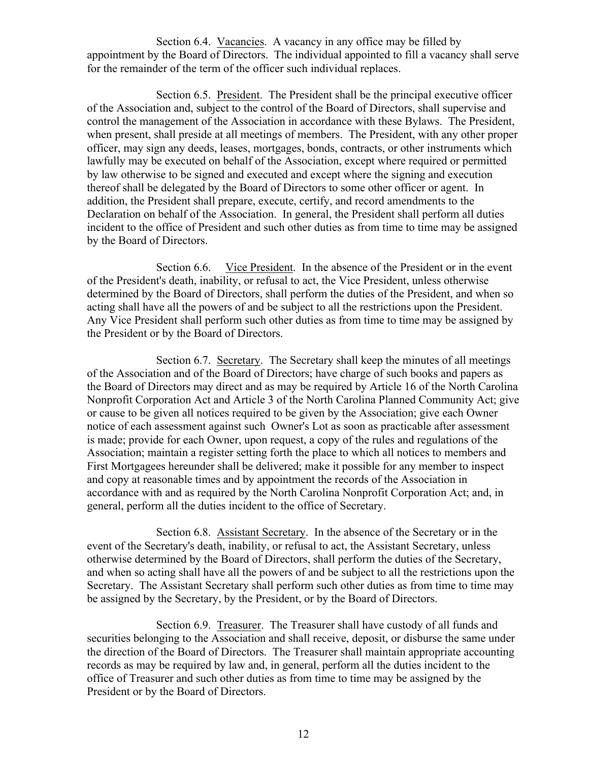Section 6.4. Vacancies. A vacancy in any office may be filled by appointment by the Board of Directors. The individual appointed to fill a vacancy shall serve for the remainder of the term of the officer such individual replaces.

Section 6.5. President. The President shall be the principal executive officer of the Association and, subject to the control of the Board of Directors, shall supervise and control the management of the Association in accordance with these Bylaws. The President, when present, shall preside at all meetings of members. The President, with any other proper officer, may sign any deeds, leases, mortgages, bonds, contracts, or other instruments which lawfully may be executed on behalf of the Association, except where required or permitted by law otherwise to be signed and executed and except where the signing and execution thereof shall be delegated by the Board of Directors to some other officer or agent. In addition, the President shall prepare, execute, certify, and record amendments to the Declaration on behalf of the Association. In general, the President shall perform all duties incident to the office of President and such other duties as from time to time may be assigned by the Board of Directors.

Section 6.6. Vice President. In the absence of the President or in the event of the President's death, inability, or refusal to act, the Vice President, unless otherwise determined by the Board of Directors, shall perform the duties of the President, and when so acting shall have all the powers of and be subject to all the restrictions upon the President. Any Vice President shall perform such other duties as from time to time may be assigned by the President or by the Board of Directors.

Section 6.7. Secretary. The Secretary shall keep the minutes of all meetings of the Association and of the Board of Directors; have charge of such books and papers as the Board of Directors may direct and as may be required by Article 16 of the North Carolina Nonprofit Corporation Act and Article 3 of the North Carolina Planned Community Act; give or cause to be given all notices required to be given by the Association; give each Owner notice of each assessment against such Owner's Lot as soon as practicable after assessment is made; provide for each Owner, upon request, a copy of the rules and regulations of the Association; maintain a register setting forth the place to which all notices to members and First Mortgagees hereunder shall be delivered; make it possible for any member to inspect and copy at reasonable times and by appointment the records of the Association in accordance with and as required by the North Carolina Nonprofit Corporation Act; and, in general, perform all the duties incident to the office of Secretary.

Section 6.8. Assistant Secretary. In the absence of the Secretary or in the event of the Secretary's death, inability, or refusal to act, the Assistant Secretary, unless otherwise determined by the Board of Directors, shall perform the duties of the Secretary, and when so acting shall have all the powers of and be subject to all the restrictions upon the Secretary. The Assistant Secretary shall perform such other duties as from time to time may be assigned by the Secretary, by the President, or by the Board of Directors.

Section 6.9. Treasurer. The Treasurer shall have custody of all funds and securities belonging to the Association and shall receive, deposit, or disburse the same under the direction of the Board of Directors. The Treasurer shall maintain appropriate accounting records as may be required by law and, in general, perform all the duties incident to the office of Treasurer and such other duties as from time to time may be assigned by the President or by the Board of Directors.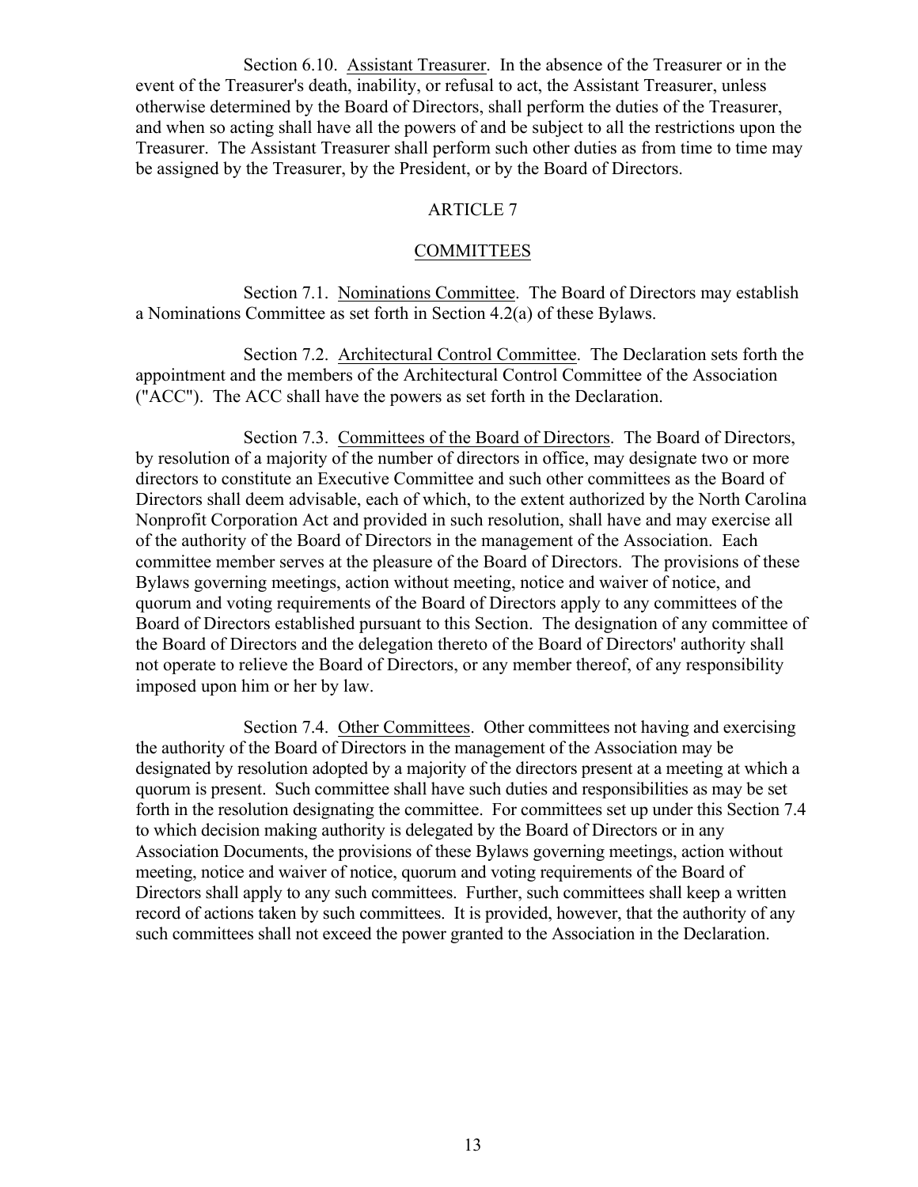Section 6.10. Assistant Treasurer. In the absence of the Treasurer or in the event of the Treasurer's death, inability, or refusal to act, the Assistant Treasurer, unless otherwise determined by the Board of Directors, shall perform the duties of the Treasurer, and when so acting shall have all the powers of and be subject to all the restrictions upon the Treasurer. The Assistant Treasurer shall perform such other duties as from time to time may be assigned by the Treasurer, by the President, or by the Board of Directors.

## ARTICLE 7

## COMMITTEES

Section 7.1. Nominations Committee. The Board of Directors may establish a Nominations Committee as set forth in Section 4.2(a) of these Bylaws.

Section 7.2. Architectural Control Committee. The Declaration sets forth the appointment and the members of the Architectural Control Committee of the Association ("ACC"). The ACC shall have the powers as set forth in the Declaration.

Section 7.3. Committees of the Board of Directors. The Board of Directors, by resolution of a majority of the number of directors in office, may designate two or more directors to constitute an Executive Committee and such other committees as the Board of Directors shall deem advisable, each of which, to the extent authorized by the North Carolina Nonprofit Corporation Act and provided in such resolution, shall have and may exercise all of the authority of the Board of Directors in the management of the Association. Each committee member serves at the pleasure of the Board of Directors. The provisions of these Bylaws governing meetings, action without meeting, notice and waiver of notice, and quorum and voting requirements of the Board of Directors apply to any committees of the Board of Directors established pursuant to this Section. The designation of any committee of the Board of Directors and the delegation thereto of the Board of Directors' authority shall not operate to relieve the Board of Directors, or any member thereof, of any responsibility imposed upon him or her by law.

Section 7.4. Other Committees. Other committees not having and exercising the authority of the Board of Directors in the management of the Association may be designated by resolution adopted by a majority of the directors present at a meeting at which a quorum is present. Such committee shall have such duties and responsibilities as may be set forth in the resolution designating the committee. For committees set up under this Section 7.4 to which decision making authority is delegated by the Board of Directors or in any Association Documents, the provisions of these Bylaws governing meetings, action without meeting, notice and waiver of notice, quorum and voting requirements of the Board of Directors shall apply to any such committees. Further, such committees shall keep a written record of actions taken by such committees. It is provided, however, that the authority of any such committees shall not exceed the power granted to the Association in the Declaration.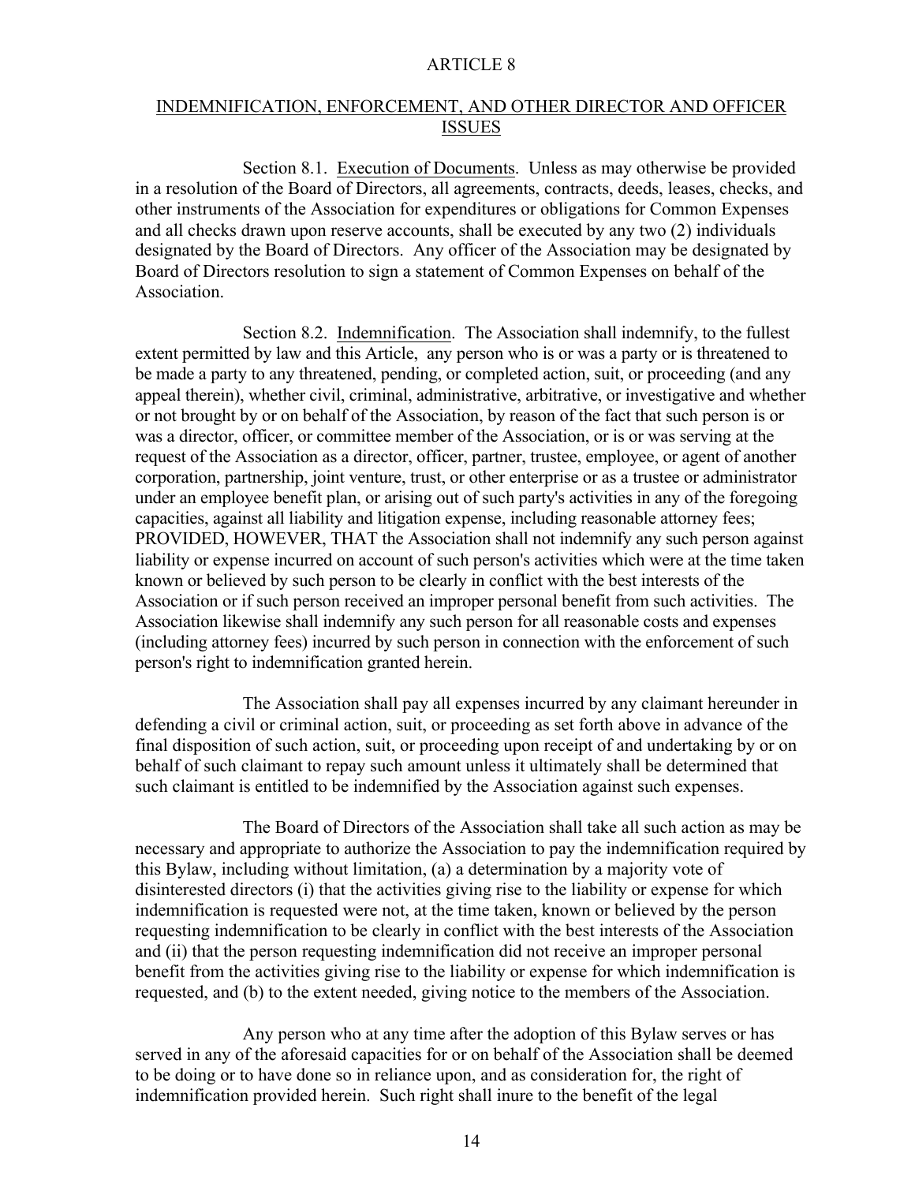# ARTICLE 8

## INDEMNIFICATION, ENFORCEMENT, AND OTHER DIRECTOR AND OFFICER ISSUES

Section 8.1. Execution of Documents. Unless as may otherwise be provided in a resolution of the Board of Directors, all agreements, contracts, deeds, leases, checks, and other instruments of the Association for expenditures or obligations for Common Expenses and all checks drawn upon reserve accounts, shall be executed by any two (2) individuals designated by the Board of Directors. Any officer of the Association may be designated by Board of Directors resolution to sign a statement of Common Expenses on behalf of the Association.

Section 8.2. Indemnification. The Association shall indemnify, to the fullest extent permitted by law and this Article, any person who is or was a party or is threatened to be made a party to any threatened, pending, or completed action, suit, or proceeding (and any appeal therein), whether civil, criminal, administrative, arbitrative, or investigative and whether or not brought by or on behalf of the Association, by reason of the fact that such person is or was a director, officer, or committee member of the Association, or is or was serving at the request of the Association as a director, officer, partner, trustee, employee, or agent of another corporation, partnership, joint venture, trust, or other enterprise or as a trustee or administrator under an employee benefit plan, or arising out of such party's activities in any of the foregoing capacities, against all liability and litigation expense, including reasonable attorney fees; PROVIDED, HOWEVER, THAT the Association shall not indemnify any such person against liability or expense incurred on account of such person's activities which were at the time taken known or believed by such person to be clearly in conflict with the best interests of the Association or if such person received an improper personal benefit from such activities. The Association likewise shall indemnify any such person for all reasonable costs and expenses (including attorney fees) incurred by such person in connection with the enforcement of such person's right to indemnification granted herein.

The Association shall pay all expenses incurred by any claimant hereunder in defending a civil or criminal action, suit, or proceeding as set forth above in advance of the final disposition of such action, suit, or proceeding upon receipt of and undertaking by or on behalf of such claimant to repay such amount unless it ultimately shall be determined that such claimant is entitled to be indemnified by the Association against such expenses.

The Board of Directors of the Association shall take all such action as may be necessary and appropriate to authorize the Association to pay the indemnification required by this Bylaw, including without limitation, (a) a determination by a majority vote of disinterested directors (i) that the activities giving rise to the liability or expense for which indemnification is requested were not, at the time taken, known or believed by the person requesting indemnification to be clearly in conflict with the best interests of the Association and (ii) that the person requesting indemnification did not receive an improper personal benefit from the activities giving rise to the liability or expense for which indemnification is requested, and (b) to the extent needed, giving notice to the members of the Association.

Any person who at any time after the adoption of this Bylaw serves or has served in any of the aforesaid capacities for or on behalf of the Association shall be deemed to be doing or to have done so in reliance upon, and as consideration for, the right of indemnification provided herein. Such right shall inure to the benefit of the legal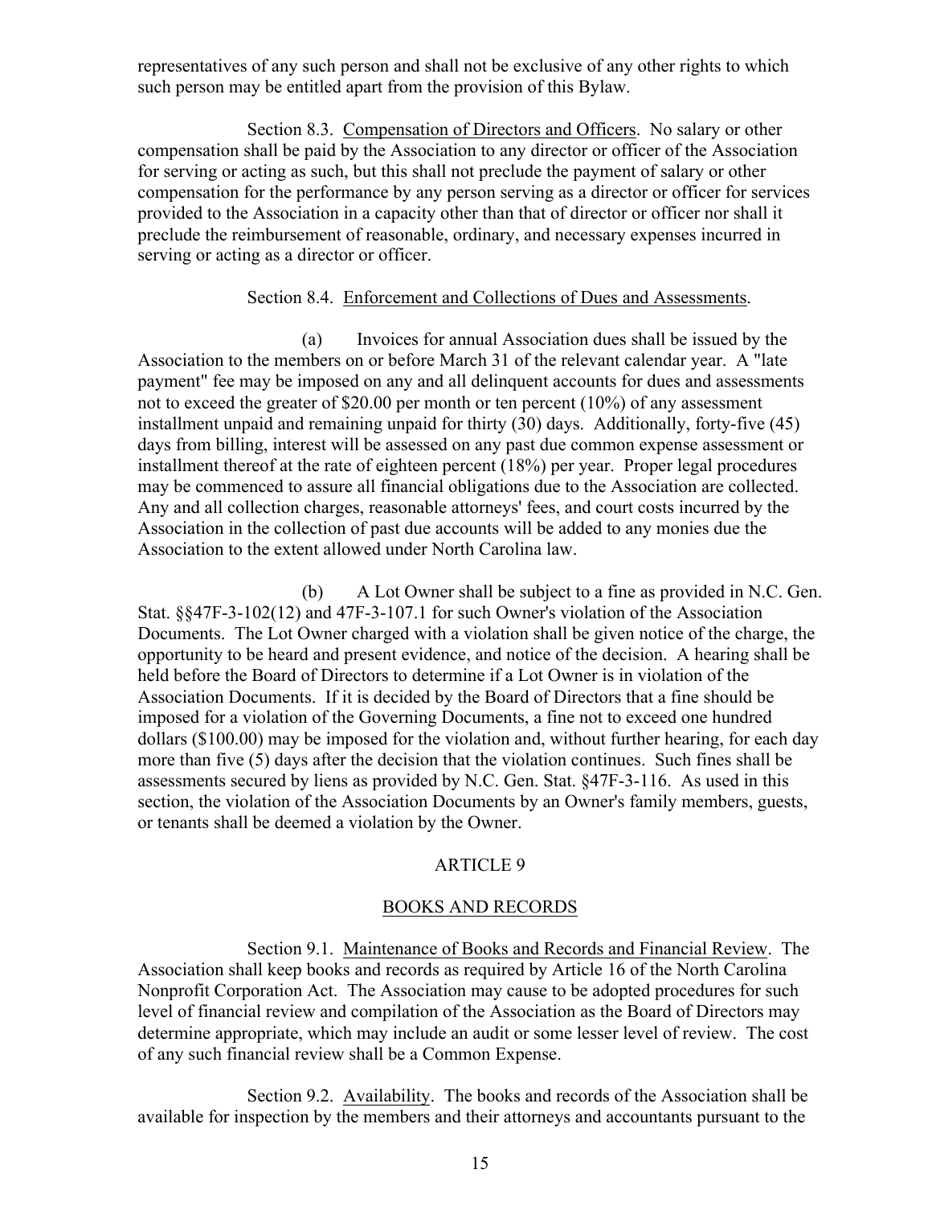representatives of any such person and shall not be exclusive of any other rights to which such person may be entitled apart from the provision of this Bylaw.

Section 8.3. Compensation of Directors and Officers. No salary or other compensation shall be paid by the Association to any director or officer of the Association for serving or acting as such, but this shall not preclude the payment of salary or other compensation for the performance by any person serving as a director or officer for services provided to the Association in a capacity other than that of director or officer nor shall it preclude the reimbursement of reasonable, ordinary, and necessary expenses incurred in serving or acting as a director or officer.

Section 8.4. Enforcement and Collections of Dues and Assessments.

(a) Invoices for annual Association dues shall be issued by the Association to the members on or before March 31 of the relevant calendar year. A "late payment" fee may be imposed on any and all delinquent accounts for dues and assessments not to exceed the greater of $20.00 per month or ten percent (10%) of any assessment installment unpaid and remaining unpaid for thirty (30) days. Additionally, forty-five (45) days from billing, interest will be assessed on any past due common expense assessment or installment thereof at the rate of eighteen percent (18%) per year. Proper legal procedures may be commenced to assure all financial obligations due to the Association are collected. Any and all collection charges, reasonable attorneys' fees, and court costs incurred by the Association in the collection of past due accounts will be added to any monies due the Association to the extent allowed under North Carolina law.

(b) A Lot Owner shall be subject to a fine as provided in N.C. Gen. Stat. §§47F-3-102(12) and 47F-3-107.1 for such Owner's violation of the Association Documents. The Lot Owner charged with a violation shall be given notice of the charge, the opportunity to be heard and present evidence, and notice of the decision. A hearing shall be held before the Board of Directors to determine if a Lot Owner is in violation of the Association Documents. If it is decided by the Board of Directors that a fine should be imposed for a violation of the Governing Documents, a fine not to exceed one hundred dollars ($100.00) may be imposed for the violation and, without further hearing, for each day more than five (5) days after the decision that the violation continues. Such fines shall be assessments secured by liens as provided by N.C. Gen. Stat. §47F-3-116. As used in this section, the violation of the Association Documents by an Owner's family members, guests, or tenants shall be deemed a violation by the Owner.

## ARTICLE 9

## BOOKS AND RECORDS

Section 9.1. Maintenance of Books and Records and Financial Review. The Association shall keep books and records as required by Article 16 of the North Carolina Nonprofit Corporation Act. The Association may cause to be adopted procedures for such level of financial review and compilation of the Association as the Board of Directors may determine appropriate, which may include an audit or some lesser level of review. The cost of any such financial review shall be a Common Expense.

Section 9.2. Availability. The books and records of the Association shall be available for inspection by the members and their attorneys and accountants pursuant to the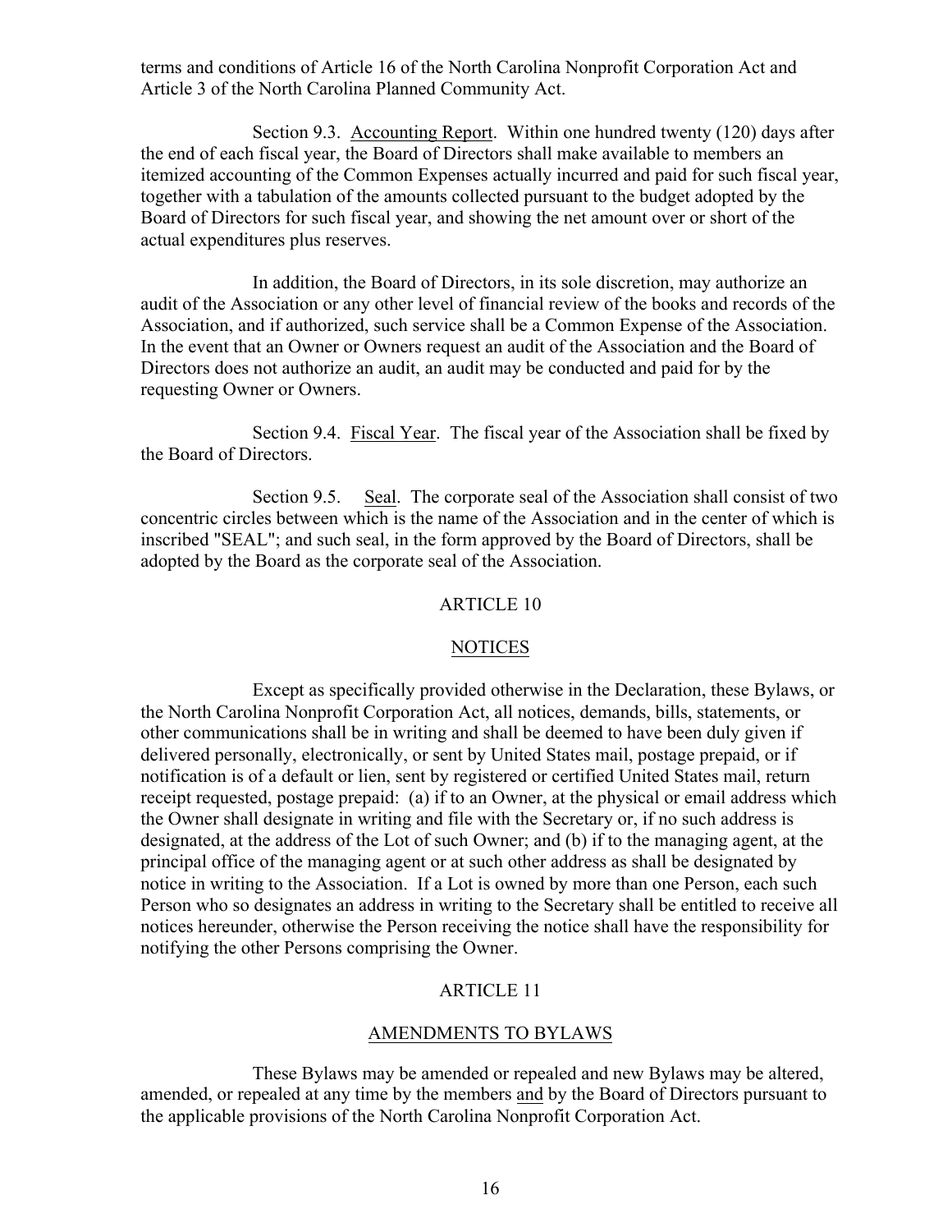terms and conditions of Article 16 of the North Carolina Nonprofit Corporation Act and Article 3 of the North Carolina Planned Community Act.

Section 9.3. Accounting Report. Within one hundred twenty (120) days after the end of each fiscal year, the Board of Directors shall make available to members an itemized accounting of the Common Expenses actually incurred and paid for such fiscal year, together with a tabulation of the amounts collected pursuant to the budget adopted by the Board of Directors for such fiscal year, and showing the net amount over or short of the actual expenditures plus reserves.

In addition, the Board of Directors, in its sole discretion, may authorize an audit of the Association or any other level of financial review of the books and records of the Association, and if authorized, such service shall be a Common Expense of the Association. In the event that an Owner or Owners request an audit of the Association and the Board of Directors does not authorize an audit, an audit may be conducted and paid for by the requesting Owner or Owners.

Section 9.4. Fiscal Year. The fiscal year of the Association shall be fixed by the Board of Directors.

Section 9.5. Seal. The corporate seal of the Association shall consist of two concentric circles between which is the name of the Association and in the center of which is inscribed "SEAL"; and such seal, in the form approved by the Board of Directors, shall be adopted by the Board as the corporate seal of the Association.

## ARTICLE 10

## NOTICES

Except as specifically provided otherwise in the Declaration, these Bylaws, or the North Carolina Nonprofit Corporation Act, all notices, demands, bills, statements, or other communications shall be in writing and shall be deemed to have been duly given if delivered personally, electronically, or sent by United States mail, postage prepaid, or if notification is of a default or lien, sent by registered or certified United States mail, return receipt requested, postage prepaid: (a) if to an Owner, at the physical or email address which the Owner shall designate in writing and file with the Secretary or, if no such address is designated, at the address of the Lot of such Owner; and (b) if to the managing agent, at the principal office of the managing agent or at such other address as shall be designated by notice in writing to the Association. If a Lot is owned by more than one Person, each such Person who so designates an address in writing to the Secretary shall be entitled to receive all notices hereunder, otherwise the Person receiving the notice shall have the responsibility for notifying the other Persons comprising the Owner.

## ARTICLE 11

## AMENDMENTS TO BYLAWS

These Bylaws may be amended or repealed and new Bylaws may be altered, amended, or repealed at any time by the members and by the Board of Directors pursuant to the applicable provisions of the North Carolina Nonprofit Corporation Act.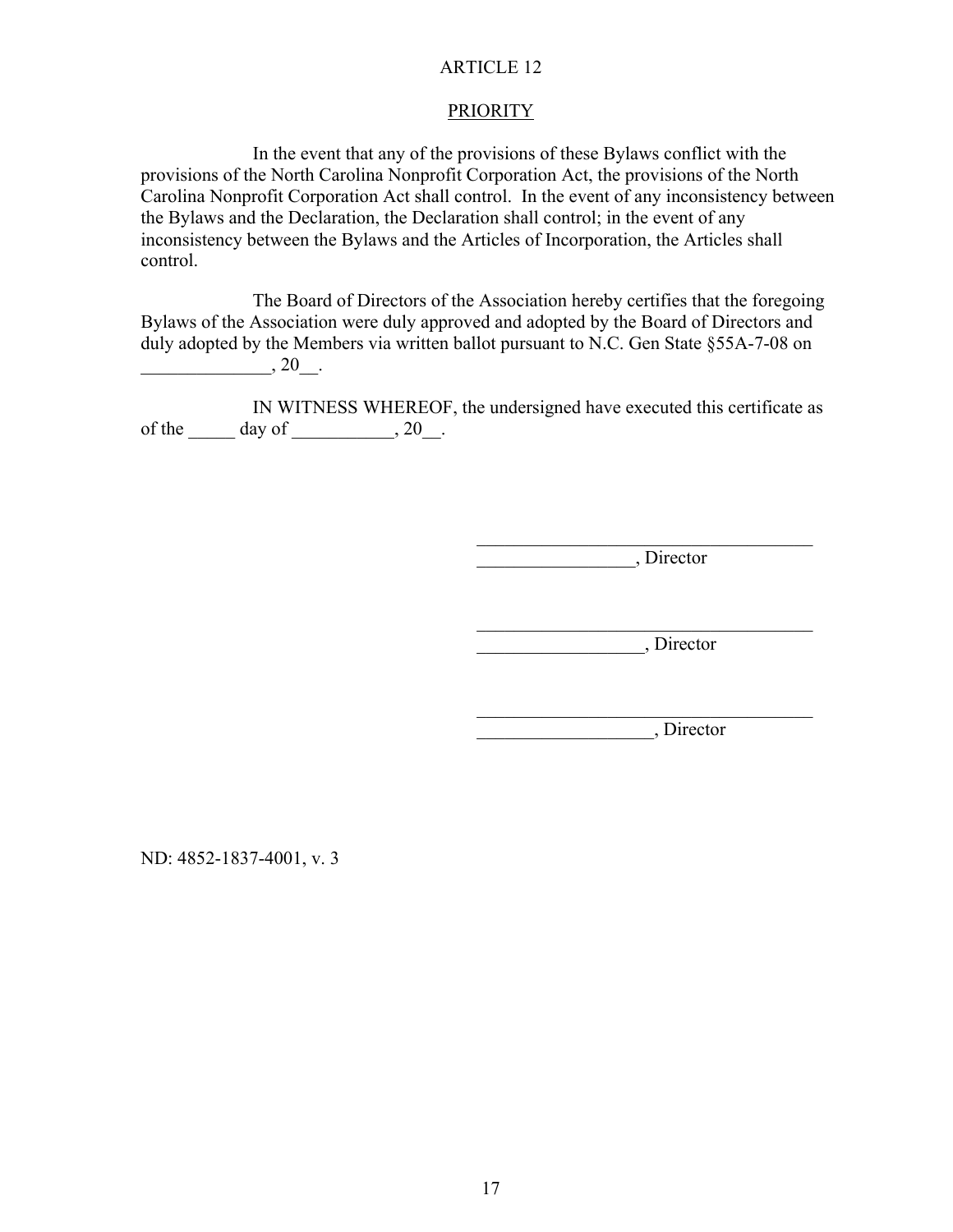# ARTICLE 12

## PRIORITY

In the event that any of the provisions of these Bylaws conflict with the provisions of the North Carolina Nonprofit Corporation Act, the provisions of the North Carolina Nonprofit Corporation Act shall control. In the event of any inconsistency between the Bylaws and the Declaration, the Declaration shall control; in the event of any inconsistency between the Bylaws and the Articles of Incorporation, the Articles shall control.

The Board of Directors of the Association hereby certifies that the foregoing Bylaws of the Association were duly approved and adopted by the Board of Directors and duly adopted by the Members via written ballot pursuant to N.C. Gen State §55A-7-08 on ______________, 20__.

IN WITNESS WHEREOF, the undersigned have executed this certificate as of the _____ day of ___________, 20__.

_____________________________________
_________________, Director

_____________________________________
__________________, Director

_____________________________________
___________________, Director

ND: 4852-1837-4001, v. 3